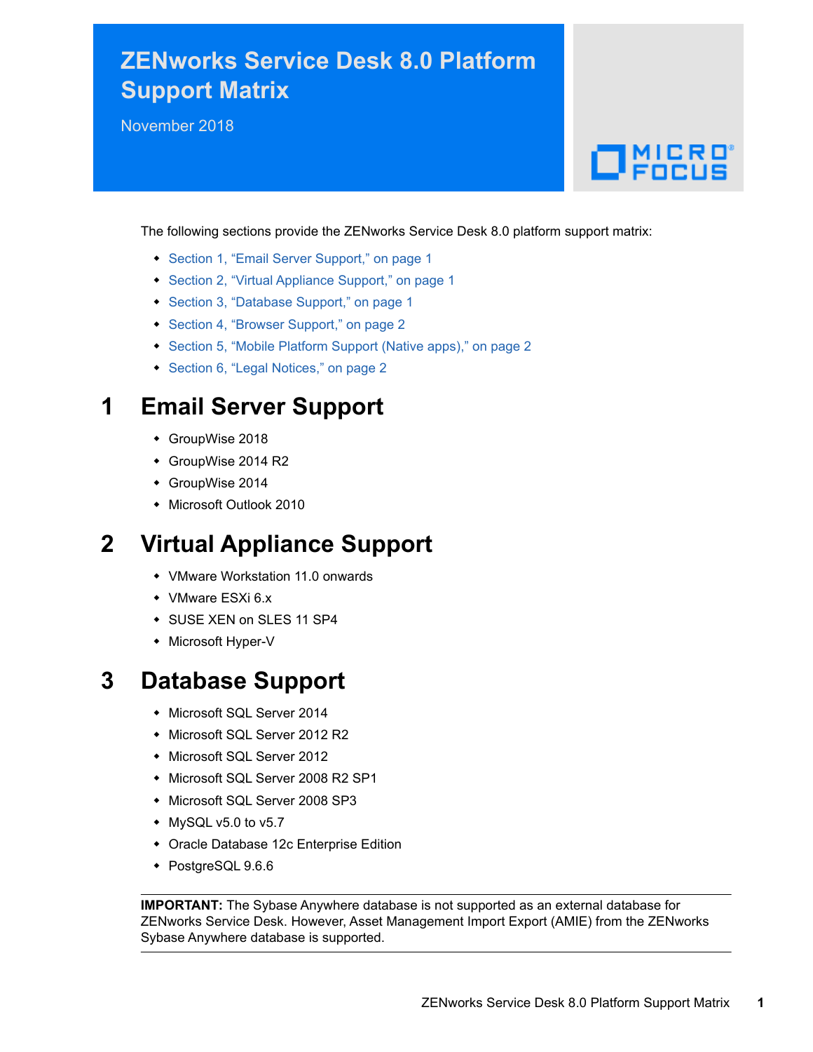# ZENworks Service Desk 8.0 Platform Support Matrix

November 2018

The following sections provide the ZENworks Service Desk 8.0 platform support matrix:

- Section 1, "Email Server Support," on page 1
- Section 2, "Virtual Appliance Support," on page 1
- Section 3, "Database Support," on page 1
- Section 4, "Browser Support," on page 2
- Section 5, "Mobile Platform Support (Native apps)," on page 2
- Section 6, "Legal Notices," on page 2

## 1 Email Server Support

- GroupWise 2018
- GroupWise 2014 R2
- GroupWise 2014
- Microsoft Outlook 2010

## 2 Virtual Appliance Support

- VMware Workstation 11.0 onwards
- VMware ESXi 6.x
- SUSE XEN on SLES 11 SP4
- Microsoft Hyper-V

## 3 Database Support

- Microsoft SQL Server 2014
- Microsoft SQL Server 2012 R2
- Microsoft SQL Server 2012
- Microsoft SQL Server 2008 R2 SP1
- Microsoft SQL Server 2008 SP3
- MySQL v5.0 to v5.7
- Oracle Database 12c Enterprise Edition
- PostgreSQL 9.6.6

**IMPORTANT:** The Sybase Anywhere database is not supported as an external database for ZENworks Service Desk. However, Asset Management Import Export (AMIE) from the ZENworks Sybase Anywhere database is supported.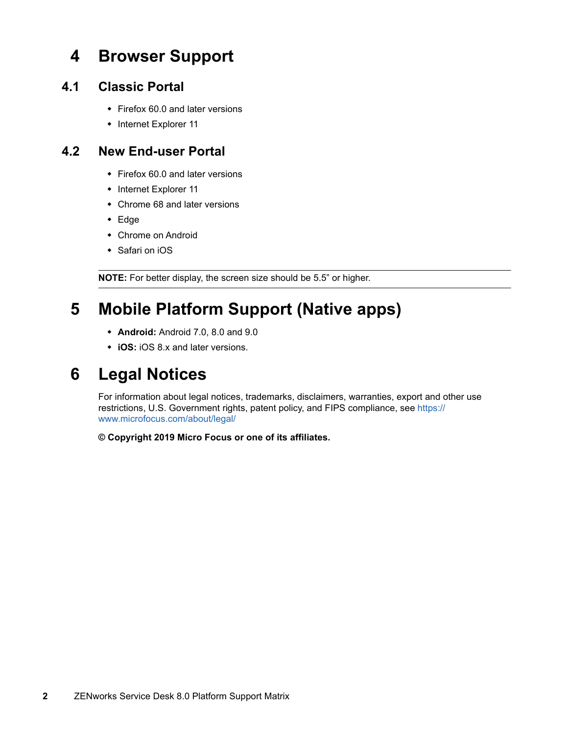# 4 Browser Support

## 4.1 Classic Portal

- Firefox 60.0 and later versions
- Internet Explorer 11

## 4.2 New End-user Portal

- Firefox 60.0 and later versions
- Internet Explorer 11
- Chrome 68 and later versions
- Edge
- Chrome on Android
- Safari on iOS

---

**NOTE:** For better display, the screen size should be 5.5” or higher.

---

# 5 Mobile Platform Support (Native apps)

- **Android:** Android 7.0, 8.0 and 9.0
- **iOS:** iOS 8.x and later versions.

# 6 Legal Notices

For information about legal notices, trademarks, disclaimers, warranties, export and other use restrictions, U.S. Government rights, patent policy, and FIPS compliance, see https://www.microfocus.com/about/legal/

**© Copyright 2019 Micro Focus or one of its affiliates.**